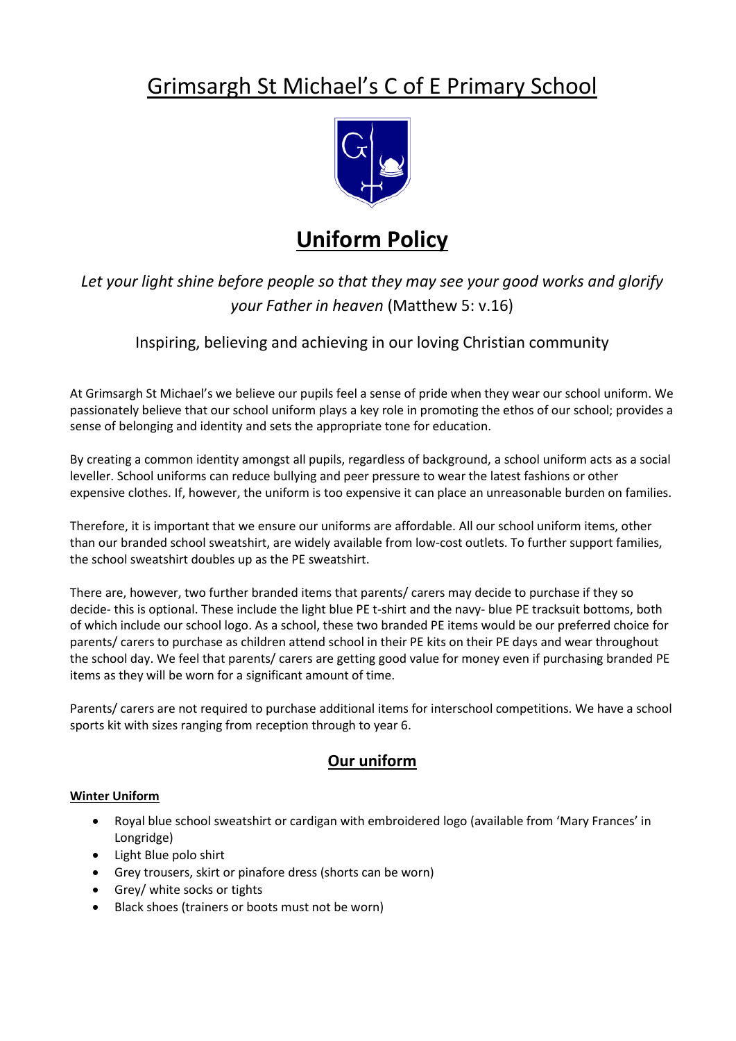# Grimsargh St Michael's C of E Primary School

## Uniform Policy

*Let your light shine before people so that they may see your good works and glorify your Father in heaven* (Matthew 5: v.16)

Inspiring, believing and achieving in our loving Christian community

At Grimsargh St Michael's we believe our pupils feel a sense of pride when they wear our school uniform. We passionately believe that our school uniform plays a key role in promoting the ethos of our school; provides a sense of belonging and identity and sets the appropriate tone for education.

By creating a common identity amongst all pupils, regardless of background, a school uniform acts as a social leveller. School uniforms can reduce bullying and peer pressure to wear the latest fashions or other expensive clothes. If, however, the uniform is too expensive it can place an unreasonable burden on families.

Therefore, it is important that we ensure our uniforms are affordable. All our school uniform items, other than our branded school sweatshirt, are widely available from low-cost outlets. To further support families, the school sweatshirt doubles up as the PE sweatshirt.

There are, however, two further branded items that parents/ carers may decide to purchase if they so decide- this is optional. These include the light blue PE t-shirt and the navy- blue PE tracksuit bottoms, both of which include our school logo. As a school, these two branded PE items would be our preferred choice for parents/ carers to purchase as children attend school in their PE kits on their PE days and wear throughout the school day. We feel that parents/ carers are getting good value for money even if purchasing branded PE items as they will be worn for a significant amount of time.

Parents/ carers are not required to purchase additional items for interschool competitions. We have a school sports kit with sizes ranging from reception through to year 6.

### Our uniform

**Winter Uniform**

- Royal blue school sweatshirt or cardigan with embroidered logo (available from 'Mary Frances' in Longridge)
- Light Blue polo shirt
- Grey trousers, skirt or pinafore dress (shorts can be worn)
- Grey/ white socks or tights
- Black shoes (trainers or boots must not be worn)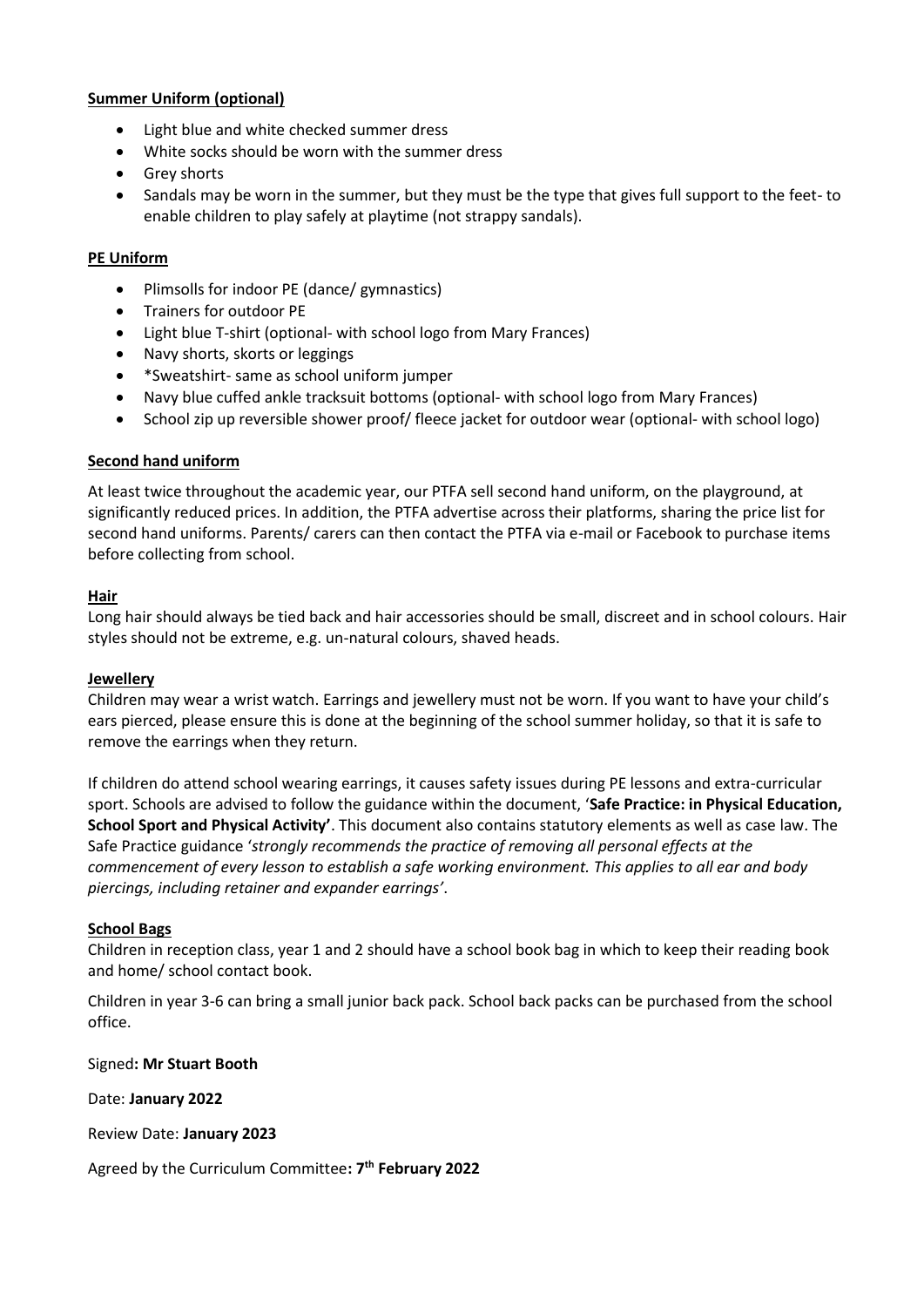**Summer Uniform (optional)**

- Light blue and white checked summer dress
- White socks should be worn with the summer dress
- Grey shorts
- Sandals may be worn in the summer, but they must be the type that gives full support to the feet- to enable children to play safely at playtime (not strappy sandals).

**PE Uniform**

- Plimsolls for indoor PE (dance/ gymnastics)
- Trainers for outdoor PE
- Light blue T-shirt (optional- with school logo from Mary Frances)
- Navy shorts, skorts or leggings
- *Sweatshirt- same as school uniform jumper
- Navy blue cuffed ankle tracksuit bottoms (optional- with school logo from Mary Frances)
- School zip up reversible shower proof/ fleece jacket for outdoor wear (optional- with school logo)

**Second hand uniform**

At least twice throughout the academic year, our PTFA sell second hand uniform, on the playground, at significantly reduced prices. In addition, the PTFA advertise across their platforms, sharing the price list for second hand uniforms. Parents/ carers can then contact the PTFA via e-mail or Facebook to purchase items before collecting from school.

**Hair**

Long hair should always be tied back and hair accessories should be small, discreet and in school colours. Hair styles should not be extreme, e.g. un-natural colours, shaved heads.

**Jewellery**

Children may wear a wrist watch. Earrings and jewellery must not be worn. If you want to have your child's ears pierced, please ensure this is done at the beginning of the school summer holiday, so that it is safe to remove the earrings when they return.

If children do attend school wearing earrings, it causes safety issues during PE lessons and extra-curricular sport. Schools are advised to follow the guidance within the document, '**Safe Practice: in Physical Education, School Sport and Physical Activity'**. This document also contains statutory elements as well as case law. The Safe Practice guidance '*strongly recommends the practice of removing all personal effects at the commencement of every lesson to establish a safe working environment. This applies to all ear and body piercings, including retainer and expander earrings'*.

**School Bags**

Children in reception class, year 1 and 2 should have a school book bag in which to keep their reading book and home/ school contact book.

Children in year 3-6 can bring a small junior back pack. School back packs can be purchased from the school office.

Signed**: Mr Stuart Booth**

Date: **January 2022**

Review Date: **January 2023**

Agreed by the Curriculum Committee**: 7th February 2022**